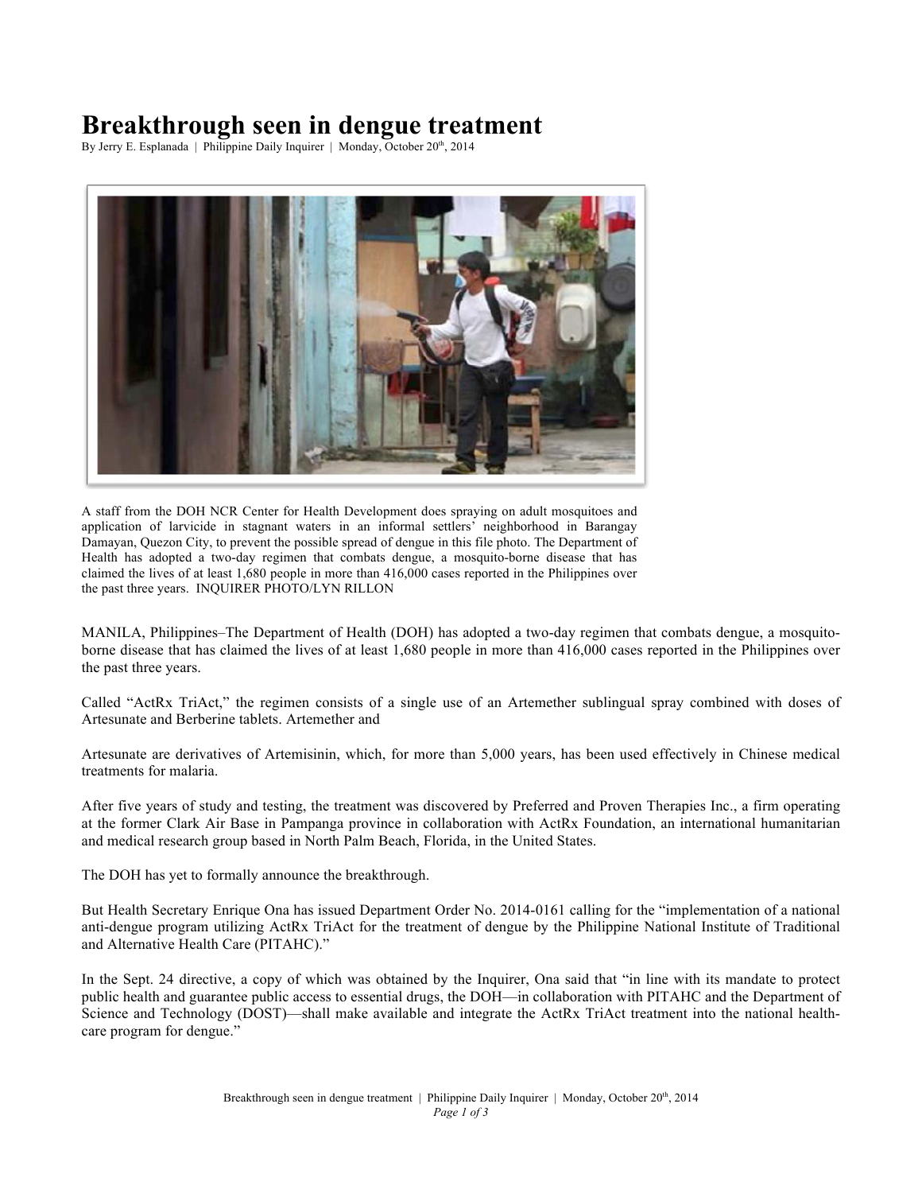# Breakthrough seen in dengue treatment

By Jerry E. Esplanada | Philippine Daily Inquirer | Monday, October 20th, 2014

A staff from the DOH NCR Center for Health Development does spraying on adult mosquitoes and application of larvicide in stagnant waters in an informal settlers' neighborhood in Barangay Damayan, Quezon City, to prevent the possible spread of dengue in this file photo. The Department of Health has adopted a two-day regimen that combats dengue, a mosquito-borne disease that has claimed the lives of at least 1,680 people in more than 416,000 cases reported in the Philippines over the past three years. INQUIRER PHOTO/LYN RILLON

MANILA, Philippines–The Department of Health (DOH) has adopted a two-day regimen that combats dengue, a mosquito-borne disease that has claimed the lives of at least 1,680 people in more than 416,000 cases reported in the Philippines over the past three years.

Called "ActRx TriAct," the regimen consists of a single use of an Artemether sublingual spray combined with doses of Artesunate and Berberine tablets. Artemether and

Artesunate are derivatives of Artemisinin, which, for more than 5,000 years, has been used effectively in Chinese medical treatments for malaria.

After five years of study and testing, the treatment was discovered by Preferred and Proven Therapies Inc., a firm operating at the former Clark Air Base in Pampanga province in collaboration with ActRx Foundation, an international humanitarian and medical research group based in North Palm Beach, Florida, in the United States.

The DOH has yet to formally announce the breakthrough.

But Health Secretary Enrique Ona has issued Department Order No. 2014-0161 calling for the "implementation of a national anti-dengue program utilizing ActRx TriAct for the treatment of dengue by the Philippine National Institute of Traditional and Alternative Health Care (PITAHC)."

In the Sept. 24 directive, a copy of which was obtained by the Inquirer, Ona said that "in line with its mandate to protect public health and guarantee public access to essential drugs, the DOH—in collaboration with PITAHC and the Department of Science and Technology (DOST)—shall make available and integrate the ActRx TriAct treatment into the national health-care program for dengue."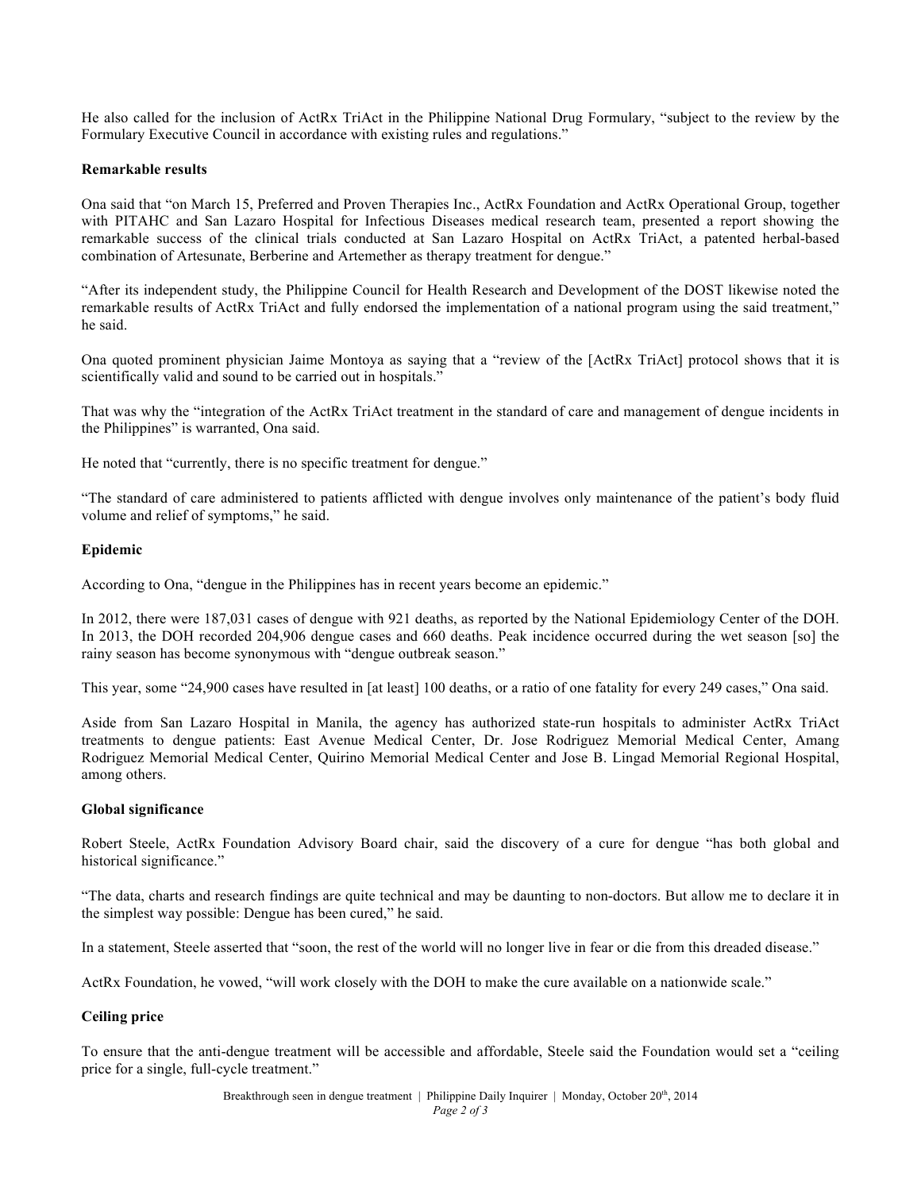He also called for the inclusion of ActRx TriAct in the Philippine National Drug Formulary, "subject to the review by the Formulary Executive Council in accordance with existing rules and regulations."

**Remarkable results**

Ona said that "on March 15, Preferred and Proven Therapies Inc., ActRx Foundation and ActRx Operational Group, together with PITAHC and San Lazaro Hospital for Infectious Diseases medical research team, presented a report showing the remarkable success of the clinical trials conducted at San Lazaro Hospital on ActRx TriAct, a patented herbal-based combination of Artesunate, Berberine and Artemether as therapy treatment for dengue."

"After its independent study, the Philippine Council for Health Research and Development of the DOST likewise noted the remarkable results of ActRx TriAct and fully endorsed the implementation of a national program using the said treatment," he said.

Ona quoted prominent physician Jaime Montoya as saying that a "review of the [ActRx TriAct] protocol shows that it is scientifically valid and sound to be carried out in hospitals."

That was why the "integration of the ActRx TriAct treatment in the standard of care and management of dengue incidents in the Philippines" is warranted, Ona said.

He noted that "currently, there is no specific treatment for dengue."

"The standard of care administered to patients afflicted with dengue involves only maintenance of the patient's body fluid volume and relief of symptoms," he said.

**Epidemic**

According to Ona, "dengue in the Philippines has in recent years become an epidemic."

In 2012, there were 187,031 cases of dengue with 921 deaths, as reported by the National Epidemiology Center of the DOH. In 2013, the DOH recorded 204,906 dengue cases and 660 deaths. Peak incidence occurred during the wet season [so] the rainy season has become synonymous with "dengue outbreak season."

This year, some "24,900 cases have resulted in [at least] 100 deaths, or a ratio of one fatality for every 249 cases," Ona said.

Aside from San Lazaro Hospital in Manila, the agency has authorized state-run hospitals to administer ActRx TriAct treatments to dengue patients: East Avenue Medical Center, Dr. Jose Rodriguez Memorial Medical Center, Amang Rodriguez Memorial Medical Center, Quirino Memorial Medical Center and Jose B. Lingad Memorial Regional Hospital, among others.

**Global significance**

Robert Steele, ActRx Foundation Advisory Board chair, said the discovery of a cure for dengue "has both global and historical significance."

"The data, charts and research findings are quite technical and may be daunting to non-doctors. But allow me to declare it in the simplest way possible: Dengue has been cured," he said.

In a statement, Steele asserted that "soon, the rest of the world will no longer live in fear or die from this dreaded disease."

ActRx Foundation, he vowed, "will work closely with the DOH to make the cure available on a nationwide scale."

**Ceiling price**

To ensure that the anti-dengue treatment will be accessible and affordable, Steele said the Foundation would set a "ceiling price for a single, full-cycle treatment."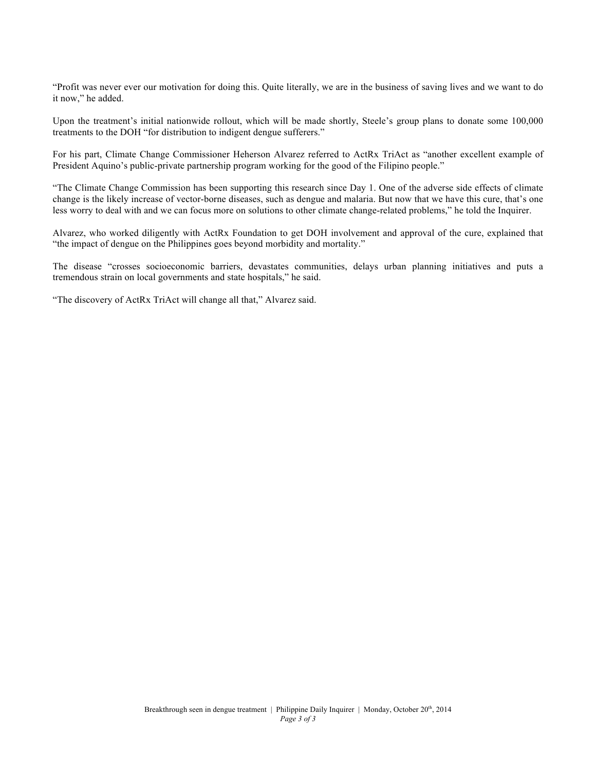"Profit was never ever our motivation for doing this. Quite literally, we are in the business of saving lives and we want to do it now," he added.

Upon the treatment's initial nationwide rollout, which will be made shortly, Steele's group plans to donate some 100,000 treatments to the DOH "for distribution to indigent dengue sufferers."

For his part, Climate Change Commissioner Heherson Alvarez referred to ActRx TriAct as "another excellent example of President Aquino's public-private partnership program working for the good of the Filipino people."

"The Climate Change Commission has been supporting this research since Day 1. One of the adverse side effects of climate change is the likely increase of vector-borne diseases, such as dengue and malaria. But now that we have this cure, that's one less worry to deal with and we can focus more on solutions to other climate change-related problems," he told the Inquirer.

Alvarez, who worked diligently with ActRx Foundation to get DOH involvement and approval of the cure, explained that "the impact of dengue on the Philippines goes beyond morbidity and mortality."

The disease "crosses socioeconomic barriers, devastates communities, delays urban planning initiatives and puts a tremendous strain on local governments and state hospitals," he said.

"The discovery of ActRx TriAct will change all that," Alvarez said.